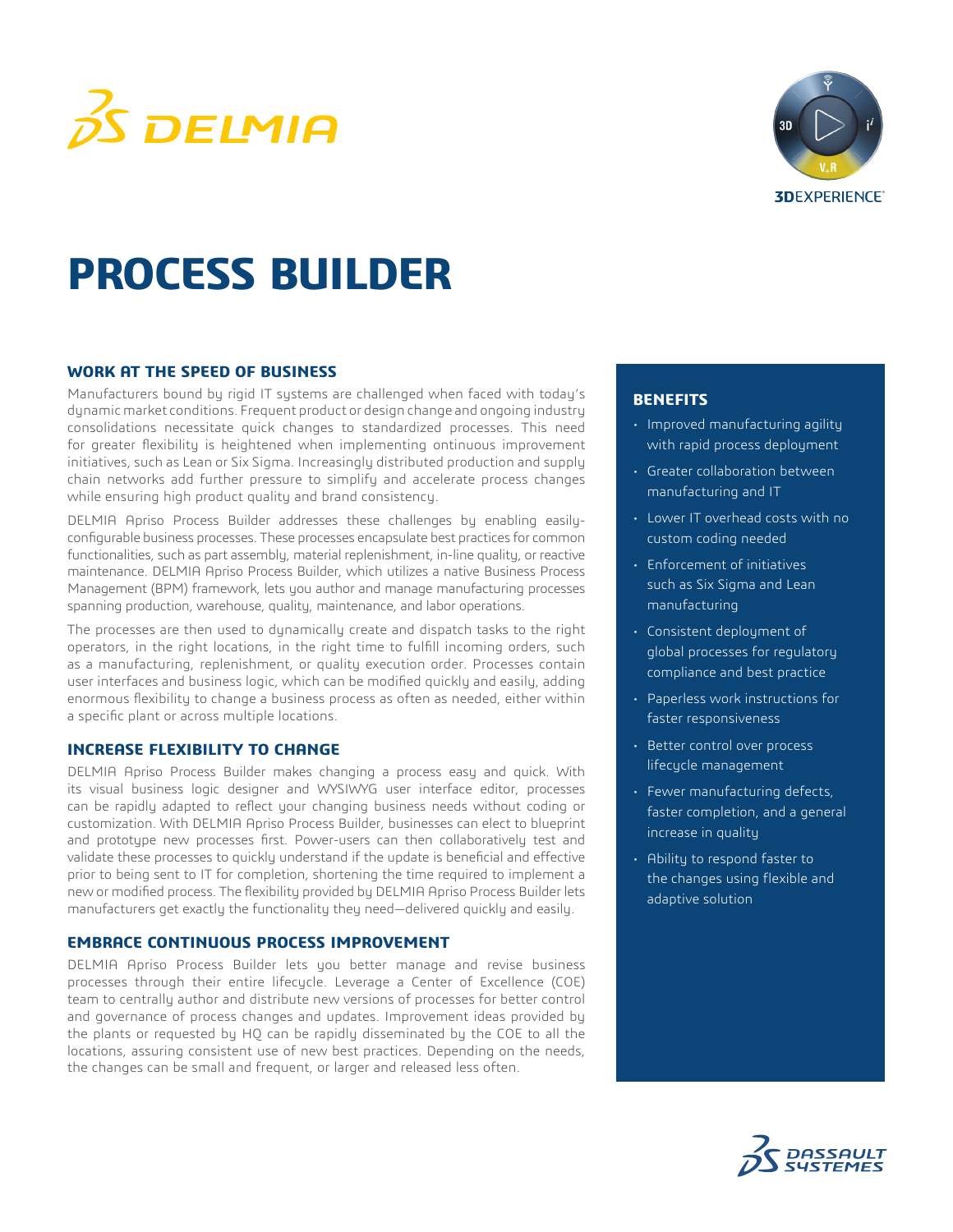# PROCESS BUILDER

## WORK AT THE SPEED OF BUSINESS

Manufacturers bound by rigid IT systems are challenged when faced with today's dynamic market conditions. Frequent product or design change and ongoing industry consolidations necessitate quick changes to standardized processes. This need for greater flexibility is heightened when implementing ontinuous improvement initiatives, such as Lean or Six Sigma. Increasingly distributed production and supply chain networks add further pressure to simplify and accelerate process changes while ensuring high product quality and brand consistency.

DELMIA Apriso Process Builder addresses these challenges by enabling easily-configurable business processes. These processes encapsulate best practices for common functionalities, such as part assembly, material replenishment, in-line quality, or reactive maintenance. DELMIA Apriso Process Builder, which utilizes a native Business Process Management (BPM) framework, lets you author and manage manufacturing processes spanning production, warehouse, quality, maintenance, and labor operations.

The processes are then used to dynamically create and dispatch tasks to the right operators, in the right locations, in the right time to fulfill incoming orders, such as a manufacturing, replenishment, or quality execution order. Processes contain user interfaces and business logic, which can be modified quickly and easily, adding enormous flexibility to change a business process as often as needed, either within a specific plant or across multiple locations.

## INCREASE FLEXIBILITY TO CHANGE

DELMIA Apriso Process Builder makes changing a process easy and quick. With its visual business logic designer and WYSIWYG user interface editor, processes can be rapidly adapted to reflect your changing business needs without coding or customization. With DELMIA Apriso Process Builder, businesses can elect to blueprint and prototype new processes first. Power-users can then collaboratively test and validate these processes to quickly understand if the update is beneficial and effective prior to being sent to IT for completion, shortening the time required to implement a new or modified process. The flexibility provided by DELMIA Apriso Process Builder lets manufacturers get exactly the functionality they need—delivered quickly and easily.

## EMBRACE CONTINUOUS PROCESS IMPROVEMENT

DELMIA Apriso Process Builder lets you better manage and revise business processes through their entire lifecycle. Leverage a Center of Excellence (COE) team to centrally author and distribute new versions of processes for better control and governance of process changes and updates. Improvement ideas provided by the plants or requested by HQ can be rapidly disseminated by the COE to all the locations, assuring consistent use of new best practices. Depending on the needs, the changes can be small and frequent, or larger and released less often.

## BENEFITS

- Improved manufacturing agility with rapid process deployment
- Greater collaboration between manufacturing and IT
- Lower IT overhead costs with no custom coding needed
- Enforcement of initiatives such as Six Sigma and Lean manufacturing
- Consistent deployment of global processes for regulatory compliance and best practice
- Paperless work instructions for faster responsiveness
- Better control over process lifecycle management
- Fewer manufacturing defects, faster completion, and a general increase in quality
- Ability to respond faster to the changes using flexible and adaptive solution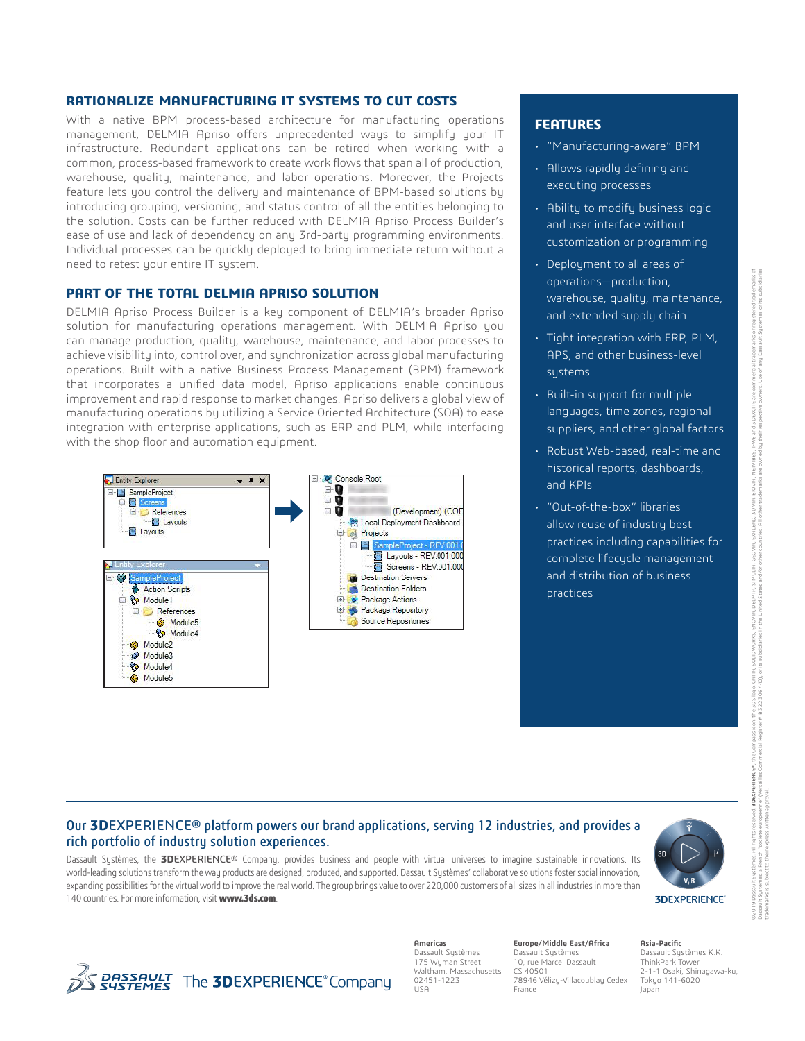## RATIONALIZE MANUFACTURING IT SYSTEMS TO CUT COSTS

With a native BPM process-based architecture for manufacturing operations management, DELMIA Apriso offers unprecedented ways to simplify your IT infrastructure. Redundant applications can be retired when working with a common, process-based framework to create work flows that span all of production, warehouse, quality, maintenance, and labor operations. Moreover, the Projects feature lets you control the delivery and maintenance of BPM-based solutions by introducing grouping, versioning, and status control of all the entities belonging to the solution. Costs can be further reduced with DELMIA Apriso Process Builder's ease of use and lack of dependency on any 3rd-party programming environments. Individual processes can be quickly deployed to bring immediate return without a need to retest your entire IT system.

## PART OF THE TOTAL DELMIA APRISO SOLUTION

DELMIA Apriso Process Builder is a key component of DELMIA's broader Apriso solution for manufacturing operations management. With DELMIA Apriso you can manage production, quality, warehouse, maintenance, and labor processes to achieve visibility into, control over, and synchronization across global manufacturing operations. Built with a native Business Process Management (BPM) framework that incorporates a unified data model, Apriso applications enable continuous improvement and rapid response to market changes. Apriso delivers a global view of manufacturing operations by utilizing a Service Oriented Architecture (SOA) to ease integration with enterprise applications, such as ERP and PLM, while interfacing with the shop floor and automation equipment.

## FEATURES

- "Manufacturing-aware" BPM
- Allows rapidly defining and executing processes
- Ability to modify business logic and user interface without customization or programming
- Deployment to all areas of operations—production, warehouse, quality, maintenance, and extended supply chain
- Tight integration with ERP, PLM, APS, and other business-level systems
- Built-in support for multiple languages, time zones, regional suppliers, and other global factors
- Robust Web-based, real-time and historical reports, dashboards, and KPIs
- "Out-of-the-box" libraries allow reuse of industry best practices including capabilities for complete lifecycle management and distribution of business practices

## Our 3DEXPERIENCE® platform powers our brand applications, serving 12 industries, and provides a rich portfolio of industry solution experiences.

Dassault Systèmes, the **3DEXPERIENCE®** Company, provides business and people with virtual universes to imagine sustainable innovations. Its world-leading solutions transform the way products are designed, produced, and supported. Dassault Systèmes' collaborative solutions foster social innovation, expanding possibilities for the virtual world to improve the real world. The group brings value to over 220,000 customers of all sizes in all industries in more than 140 countries. For more information, visit **www.3ds.com**.

DASSAULT SYSTEMES | The 3DEXPERIENCE® Company

**Americas**
Dassault Systèmes
175 Wyman Street
Waltham, Massachusetts
02451-1223
USA

**Europe/Middle East/Africa**
Dassault Systèmes
10, rue Marcel Dassault
CS 40501
78946 Vélizy-Villacoublay Cedex
France

**Asia-Pacific**
Dassault Systèmes K.K.
ThinkPark Tower
2-1-1 Osaki, Shinagawa-ku,
Tokyo 141-6020
Japan